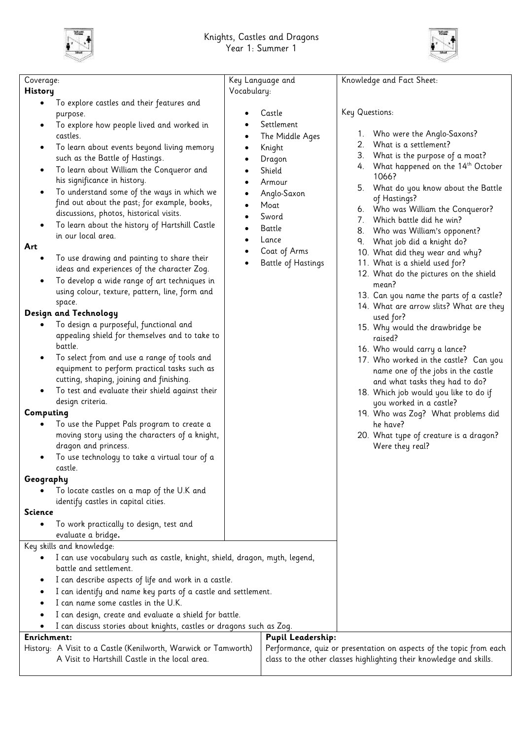# Knights, Castles and Dragons
## Year 1: Summer 1

## Coverage:

**History**

- To explore castles and their features and purpose.
- To explore how people lived and worked in castles.
- To learn about events beyond living memory such as the Battle of Hastings.
- To learn about William the Conqueror and his significance in history.
- To understand some of the ways in which we find out about the past; for example, books, discussions, photos, historical visits.
- To learn about the history of Hartshill Castle in our local area.

**Art**

- To use drawing and painting to share their ideas and experiences of the character Zog.
- To develop a wide range of art techniques in using colour, texture, pattern, line, form and space.

**Design and Technology**

- To design a purposeful, functional and appealing shield for themselves and to take to battle.
- To select from and use a range of tools and equipment to perform practical tasks such as cutting, shaping, joining and finishing.
- To test and evaluate their shield against their design criteria.

**Computing**

- To use the Puppet Pals program to create a moving story using the characters of a knight, dragon and princess.
- To use technology to take a virtual tour of a castle.

**Geography**

- To locate castles on a map of the U.K and identify castles in capital cities.

**Science**

- To work practically to design, test and evaluate a bridge**.**

## Key Language and Vocabulary:

- Castle
- Settlement
- The Middle Ages
- Knight
- Dragon
- Shield
- Armour
- Anglo-Saxon
- Moat
- Sword
- Battle
- Lance
- Coat of Arms
- Battle of Hastings

## Knowledge and Fact Sheet:

Key Questions:

1. Who were the Anglo-Saxons?
2. What is a settlement?
3. What is the purpose of a moat?
4. What happened on the 14th October 1066?
5. What do you know about the Battle of Hastings?
6. Who was William the Conqueror?
7. Which battle did he win?
8. Who was William's opponent?
9. What job did a knight do?
10. What did they wear and why?
11. What is a shield used for?
12. What do the pictures on the shield mean?
13. Can you name the parts of a castle?
14. What are arrow slits? What are they used for?
15. Why would the drawbridge be raised?
16. Who would carry a lance?
17. Who worked in the castle? Can you name one of the jobs in the castle and what tasks they had to do?
18. Which job would you like to do if you worked in a castle?
19. Who was Zog? What problems did he have?
20. What type of creature is a dragon? Were they real?

## Key skills and knowledge:

- I can use vocabulary such as castle, knight, shield, dragon, myth, legend, battle and settlement.
- I can describe aspects of life and work in a castle.
- I can identify and name key parts of a castle and settlement.
- I can name some castles in the U.K.
- I can design, create and evaluate a shield for battle.
- I can discuss stories about knights, castles or dragons such as Zog.

**Enrichment:**

History: A Visit to a Castle (Kenilworth, Warwick or Tamworth)
A Visit to Hartshill Castle in the local area.

**Pupil Leadership:**

Performance, quiz or presentation on aspects of the topic from each class to the other classes highlighting their knowledge and skills.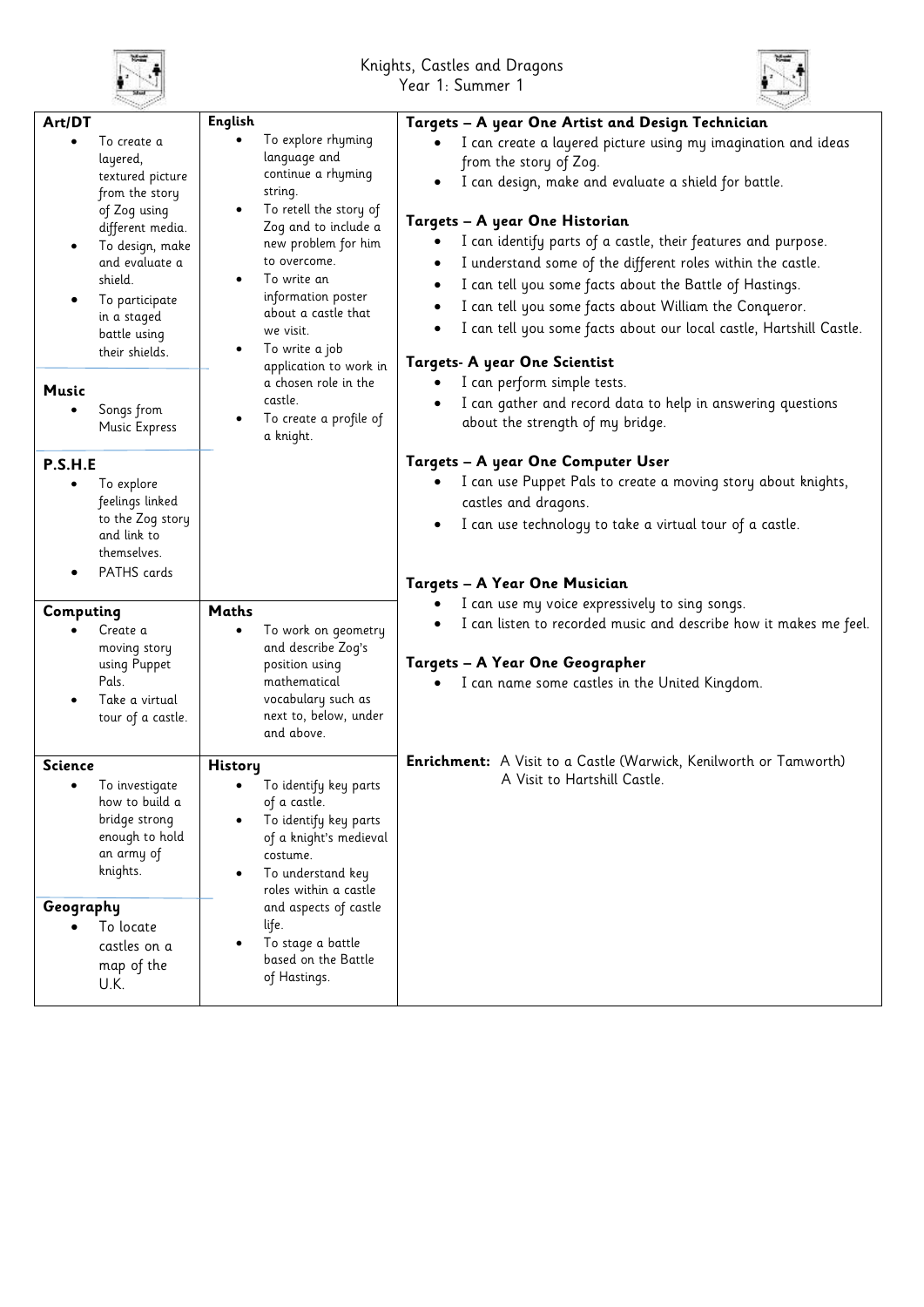# Knights, Castles and Dragons

Year 1: Summer 1

**Art/DT**

- To create a layered, textured picture from the story of Zog using different media.
- To design, make and evaluate a shield.
- To participate in a staged battle using their shields.

**Music**

- Songs from Music Express

**P.S.H.E**

- To explore feelings linked to the Zog story and link to themselves.
- PATHS cards

**English**

- To explore rhyming language and continue a rhyming string.
- To retell the story of Zog and to include a new problem for him to overcome.
- To write an information poster about a castle that we visit.
- To write a job application to work in a chosen role in the castle.
- To create a profile of a knight.

**Computing**

- Create a moving story using Puppet Pals.
- Take a virtual tour of a castle.

**Maths**

- To work on geometry and describe Zog's position using mathematical vocabulary such as next to, below, under and above.

**Science**

- To investigate how to build a bridge strong enough to hold an army of knights.

**Geography**

- To locate castles on a map of the U.K.

**History**

- To identify key parts of a castle.
- To identify key parts of a knight's medieval costume.
- To understand key roles within a castle and aspects of castle life.
- To stage a battle based on the Battle of Hastings.

**Targets – A year One Artist and Design Technician**

- I can create a layered picture using my imagination and ideas from the story of Zog.
- I can design, make and evaluate a shield for battle.

**Targets – A year One Historian**

- I can identify parts of a castle, their features and purpose.
- I understand some of the different roles within the castle.
- I can tell you some facts about the Battle of Hastings.
- I can tell you some facts about William the Conqueror.
- I can tell you some facts about our local castle, Hartshill Castle.

**Targets- A year One Scientist**

- I can perform simple tests.
- I can gather and record data to help in answering questions about the strength of my bridge.

**Targets – A year One Computer User**

- I can use Puppet Pals to create a moving story about knights, castles and dragons.
- I can use technology to take a virtual tour of a castle.

**Targets – A Year One Musician**

- I can use my voice expressively to sing songs.
- I can listen to recorded music and describe how it makes me feel.

**Targets – A Year One Geographer**

- I can name some castles in the United Kingdom.

**Enrichment:** A Visit to a Castle (Warwick, Kenilworth or Tamworth)
A Visit to Hartshill Castle.